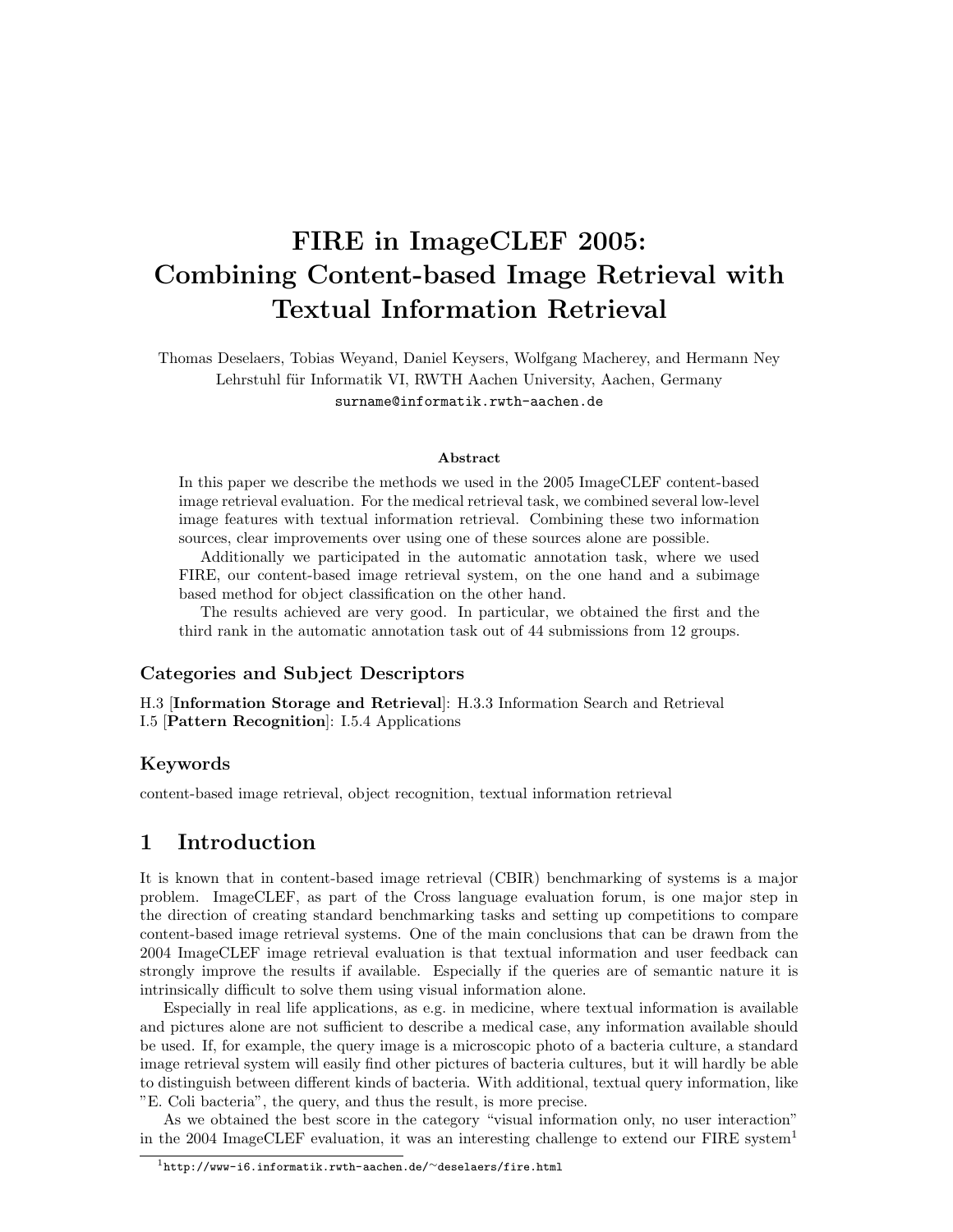# FIRE in ImageCLEF 2005: Combining Content-based Image Retrieval with Textual Information Retrieval

Thomas Deselaers, Tobias Weyand, Daniel Keysers, Wolfgang Macherey, and Hermann Ney
Lehrstuhl für Informatik VI, RWTH Aachen University, Aachen, Germany
surname@informatik.rwth-aachen.de

### Abstract

In this paper we describe the methods we used in the 2005 ImageCLEF content-based image retrieval evaluation. For the medical retrieval task, we combined several low-level image features with textual information retrieval. Combining these two information sources, clear improvements over using one of these sources alone are possible.

Additionally we participated in the automatic annotation task, where we used FIRE, our content-based image retrieval system, on the one hand and a subimage based method for object classification on the other hand.

The results achieved are very good. In particular, we obtained the first and the third rank in the automatic annotation task out of 44 submissions from 12 groups.

### Categories and Subject Descriptors

H.3 [**Information Storage and Retrieval**]: H.3.3 Information Search and Retrieval
I.5 [**Pattern Recognition**]: I.5.4 Applications

### Keywords

content-based image retrieval, object recognition, textual information retrieval

## 1 Introduction

It is known that in content-based image retrieval (CBIR) benchmarking of systems is a major problem. ImageCLEF, as part of the Cross language evaluation forum, is one major step in the direction of creating standard benchmarking tasks and setting up competitions to compare content-based image retrieval systems. One of the main conclusions that can be drawn from the 2004 ImageCLEF image retrieval evaluation is that textual information and user feedback can strongly improve the results if available. Especially if the queries are of semantic nature it is intrinsically difficult to solve them using visual information alone.

Especially in real life applications, as e.g. in medicine, where textual information is available and pictures alone are not sufficient to describe a medical case, any information available should be used. If, for example, the query image is a microscopic photo of a bacteria culture, a standard image retrieval system will easily find other pictures of bacteria cultures, but it will hardly be able to distinguish between different kinds of bacteria. With additional, textual query information, like "E. Coli bacteria", the query, and thus the result, is more precise.

As we obtained the best score in the category "visual information only, no user interaction" in the 2004 ImageCLEF evaluation, it was an interesting challenge to extend our FIRE system[1]

[1] http://www-i6.informatik.rwth-aachen.de/~deselaers/fire.html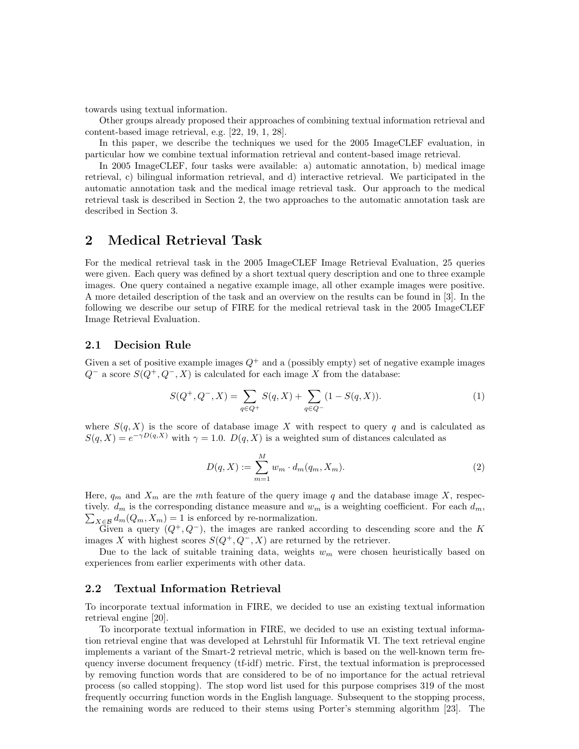towards using textual information.

Other groups already proposed their approaches of combining textual information retrieval and content-based image retrieval, e.g. [22, 19, 1, 28].

In this paper, we describe the techniques we used for the 2005 ImageCLEF evaluation, in particular how we combine textual information retrieval and content-based image retrieval.

In 2005 ImageCLEF, four tasks were available: a) automatic annotation, b) medical image retrieval, c) bilingual information retrieval, and d) interactive retrieval. We participated in the automatic annotation task and the medical image retrieval task. Our approach to the medical retrieval task is described in Section 2, the two approaches to the automatic annotation task are described in Section 3.

## 2 Medical Retrieval Task

For the medical retrieval task in the 2005 ImageCLEF Image Retrieval Evaluation, 25 queries were given. Each query was defined by a short textual query description and one to three example images. One query contained a negative example image, all other example images were positive. A more detailed description of the task and an overview on the results can be found in [3]. In the following we describe our setup of FIRE for the medical retrieval task in the 2005 ImageCLEF Image Retrieval Evaluation.

### 2.1 Decision Rule

Given a set of positive example images $Q^+$ and a (possibly empty) set of negative example images $Q^-$ a score $S(Q^+, Q^-, X)$ is calculated for each image $X$ from the database:

$$S(Q^+, Q^-, X) = \sum_{q \in Q^+} S(q, X) + \sum_{q \in Q^-} (1 - S(q, X)). \tag{1}$$

where $S(q, X)$ is the score of database image $X$ with respect to query $q$ and is calculated as $S(q, X) = e^{-\gamma D(q,X)}$ with $\gamma = 1.0$. $D(q, X)$ is a weighted sum of distances calculated as

$$D(q, X) := \sum_{m=1}^{M} w_m \cdot d_m(q_m, X_m). \tag{2}$$

Here, $q_m$ and $X_m$ are the $m$th feature of the query image $q$ and the database image $X$, respectively. $d_m$ is the corresponding distance measure and $w_m$ is a weighting coefficient. For each $d_m$, $\sum_{X \in \mathcal{B}} d_m(Q_m, X_m) = 1$ is enforced by re-normalization.

Given a query $(Q^+, Q^-)$, the images are ranked according to descending score and the $K$ images $X$ with highest scores $S(Q^+, Q^-, X)$ are returned by the retriever.

Due to the lack of suitable training data, weights $w_m$ were chosen heuristically based on experiences from earlier experiments with other data.

### 2.2 Textual Information Retrieval

To incorporate textual information in FIRE, we decided to use an existing textual information retrieval engine [20].

To incorporate textual information in FIRE, we decided to use an existing textual information retrieval engine that was developed at Lehrstuhl für Informatik VI. The text retrieval engine implements a variant of the Smart-2 retrieval metric, which is based on the well-known term frequency inverse document frequency (tf-idf) metric. First, the textual information is preprocessed by removing function words that are considered to be of no importance for the actual retrieval process (so called stopping). The stop word list used for this purpose comprises 319 of the most frequently occurring function words in the English language. Subsequent to the stopping process, the remaining words are reduced to their stems using Porter's stemming algorithm [23]. The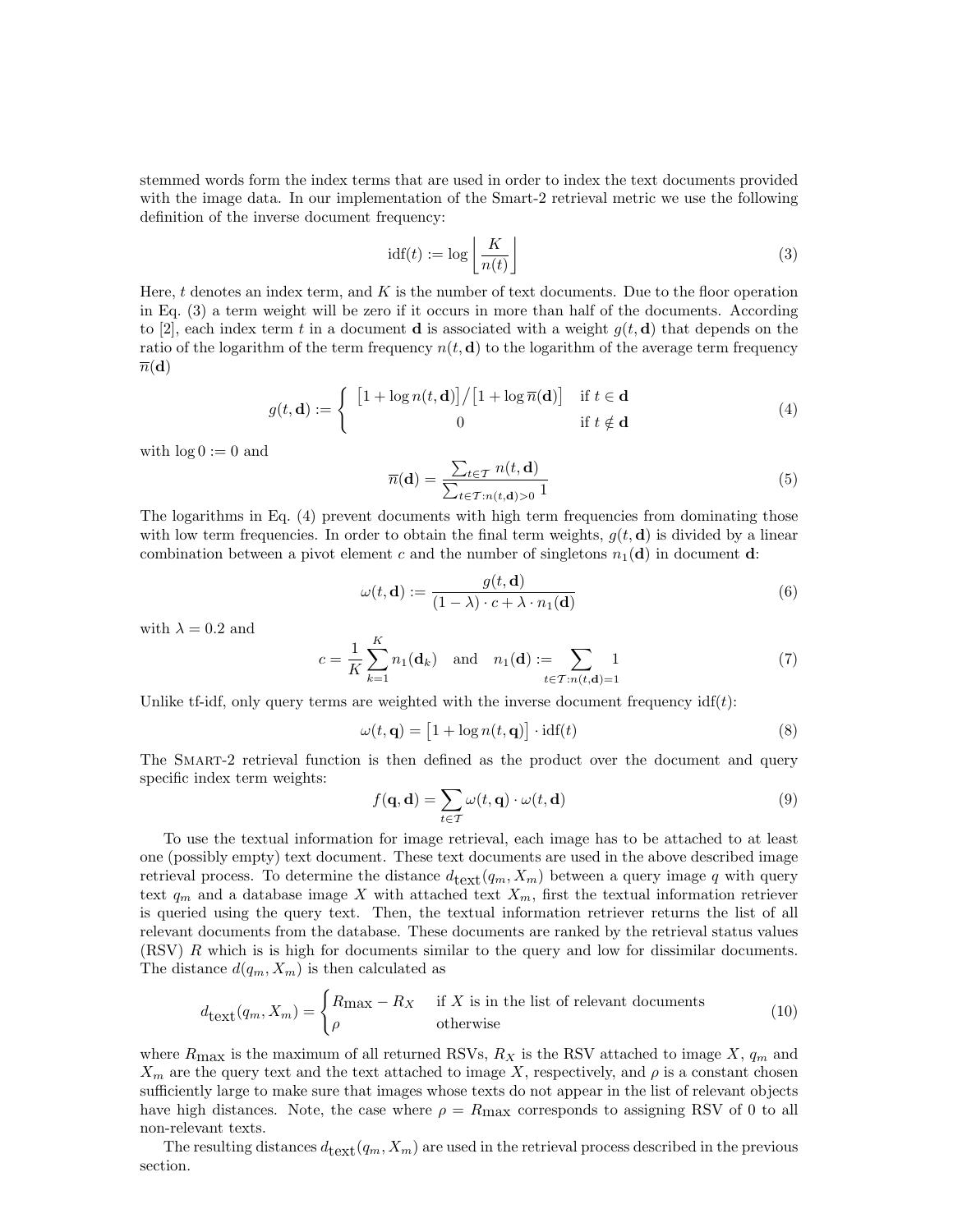stemmed words form the index terms that are used in order to index the text documents provided with the image data. In our implementation of the Smart-2 retrieval metric we use the following definition of the inverse document frequency:

$$\text{idf}(t) := \log \left\lfloor \frac{K}{n(t)} \right\rfloor \tag{3}$$

Here, $t$ denotes an index term, and $K$ is the number of text documents. Due to the floor operation in Eq. (3) a term weight will be zero if it occurs in more than half of the documents. According to [2], each index term $t$ in a document $\mathbf{d}$ is associated with a weight $g(t, \mathbf{d})$ that depends on the ratio of the logarithm of the term frequency $n(t, \mathbf{d})$ to the logarithm of the average term frequency $\overline{n}(\mathbf{d})$

$$g(t, \mathbf{d}) := \begin{cases} \big[1 + \log n(t, \mathbf{d})\big] / \big[1 + \log \overline{n}(\mathbf{d})\big] & \text{if } t \in \mathbf{d} \\ 0 & \text{if } t \notin \mathbf{d} \end{cases} \tag{4}$$

with $\log 0 := 0$ and

$$\overline{n}(\mathbf{d}) = \frac{\sum_{t \in \mathcal{T}} n(t, \mathbf{d})}{\sum_{t \in \mathcal{T}: n(t, \mathbf{d}) > 0} 1} \tag{5}$$

The logarithms in Eq. (4) prevent documents with high term frequencies from dominating those with low term frequencies. In order to obtain the final term weights, $g(t, \mathbf{d})$ is divided by a linear combination between a pivot element $c$ and the number of singletons $n_1(\mathbf{d})$ in document $\mathbf{d}$:

$$\omega(t, \mathbf{d}) := \frac{g(t, \mathbf{d})}{(1 - \lambda) \cdot c + \lambda \cdot n_1(\mathbf{d})} \tag{6}$$

with $\lambda = 0.2$ and

$$c = \frac{1}{K} \sum_{k=1}^{K} n_1(\mathbf{d}_k) \quad \text{and} \quad n_1(\mathbf{d}) := \sum_{t \in \mathcal{T}: n(t, \mathbf{d}) = 1} 1 \tag{7}$$

Unlike tf-idf, only query terms are weighted with the inverse document frequency $\text{idf}(t)$:

$$\omega(t, \mathbf{q}) = \big[1 + \log n(t, \mathbf{q})\big] \cdot \text{idf}(t) \tag{8}$$

The Smart-2 retrieval function is then defined as the product over the document and query specific index term weights:

$$f(\mathbf{q}, \mathbf{d}) = \sum_{t \in \mathcal{T}} \omega(t, \mathbf{q}) \cdot \omega(t, \mathbf{d}) \tag{9}$$

To use the textual information for image retrieval, each image has to be attached to at least one (possibly empty) text document. These text documents are used in the above described image retrieval process. To determine the distance $d_{\text{text}}(q_m, X_m)$ between a query image $q$ with query text $q_m$ and a database image $X$ with attached text $X_m$, first the textual information retriever is queried using the query text. Then, the textual information retriever returns the list of all relevant documents from the database. These documents are ranked by the retrieval status values (RSV) $R$ which is is high for documents similar to the query and low for dissimilar documents. The distance $d(q_m, X_m)$ is then calculated as

$$d_{\text{text}}(q_m, X_m) = \begin{cases} R_{\max} - R_X & \text{if } X \text{ is in the list of relevant documents} \\ \rho & \text{otherwise} \end{cases} \tag{10}$$

where $R_{\max}$ is the maximum of all returned RSVs, $R_X$ is the RSV attached to image $X$, $q_m$ and $X_m$ are the query text and the text attached to image $X$, respectively, and $\rho$ is a constant chosen sufficiently large to make sure that images whose texts do not appear in the list of relevant objects have high distances. Note, the case where $\rho = R_{\max}$ corresponds to assigning RSV of 0 to all non-relevant texts.

The resulting distances $d_{\text{text}}(q_m, X_m)$ are used in the retrieval process described in the previous section.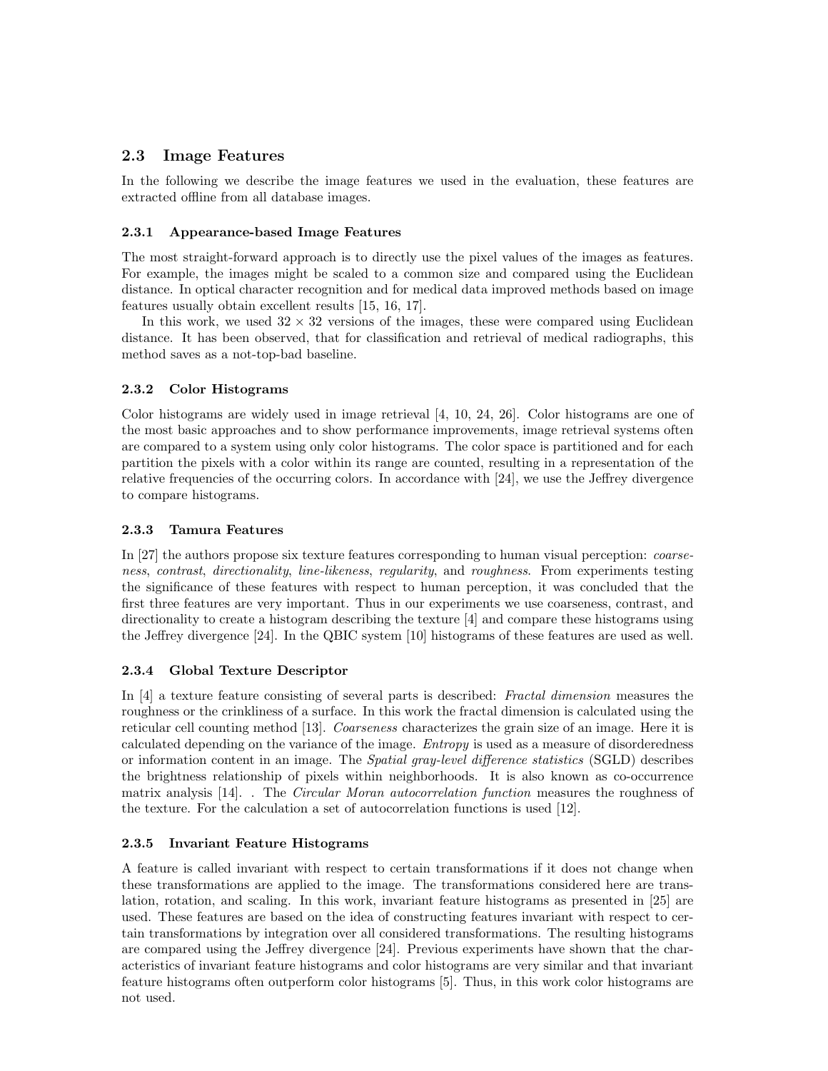## 2.3 Image Features

In the following we describe the image features we used in the evaluation, these features are extracted offline from all database images.

### 2.3.1 Appearance-based Image Features

The most straight-forward approach is to directly use the pixel values of the images as features. For example, the images might be scaled to a common size and compared using the Euclidean distance. In optical character recognition and for medical data improved methods based on image features usually obtain excellent results [15, 16, 17].

In this work, we used $32 \times 32$ versions of the images, these were compared using Euclidean distance. It has been observed, that for classification and retrieval of medical radiographs, this method saves as a not-top-bad baseline.

### 2.3.2 Color Histograms

Color histograms are widely used in image retrieval [4, 10, 24, 26]. Color histograms are one of the most basic approaches and to show performance improvements, image retrieval systems often are compared to a system using only color histograms. The color space is partitioned and for each partition the pixels with a color within its range are counted, resulting in a representation of the relative frequencies of the occurring colors. In accordance with [24], we use the Jeffrey divergence to compare histograms.

### 2.3.3 Tamura Features

In [27] the authors propose six texture features corresponding to human visual perception: *coarseness*, *contrast*, *directionality*, *line-likeness*, *regularity*, and *roughness*. From experiments testing the significance of these features with respect to human perception, it was concluded that the first three features are very important. Thus in our experiments we use coarseness, contrast, and directionality to create a histogram describing the texture [4] and compare these histograms using the Jeffrey divergence [24]. In the QBIC system [10] histograms of these features are used as well.

### 2.3.4 Global Texture Descriptor

In [4] a texture feature consisting of several parts is described: *Fractal dimension* measures the roughness or the crinkliness of a surface. In this work the fractal dimension is calculated using the reticular cell counting method [13]. *Coarseness* characterizes the grain size of an image. Here it is calculated depending on the variance of the image. *Entropy* is used as a measure of disorderedness or information content in an image. The *Spatial gray-level difference statistics* (SGLD) describes the brightness relationship of pixels within neighborhoods. It is also known as co-occurrence matrix analysis [14]. . The *Circular Moran autocorrelation function* measures the roughness of the texture. For the calculation a set of autocorrelation functions is used [12].

### 2.3.5 Invariant Feature Histograms

A feature is called invariant with respect to certain transformations if it does not change when these transformations are applied to the image. The transformations considered here are translation, rotation, and scaling. In this work, invariant feature histograms as presented in [25] are used. These features are based on the idea of constructing features invariant with respect to certain transformations by integration over all considered transformations. The resulting histograms are compared using the Jeffrey divergence [24]. Previous experiments have shown that the characteristics of invariant feature histograms and color histograms are very similar and that invariant feature histograms often outperform color histograms [5]. Thus, in this work color histograms are not used.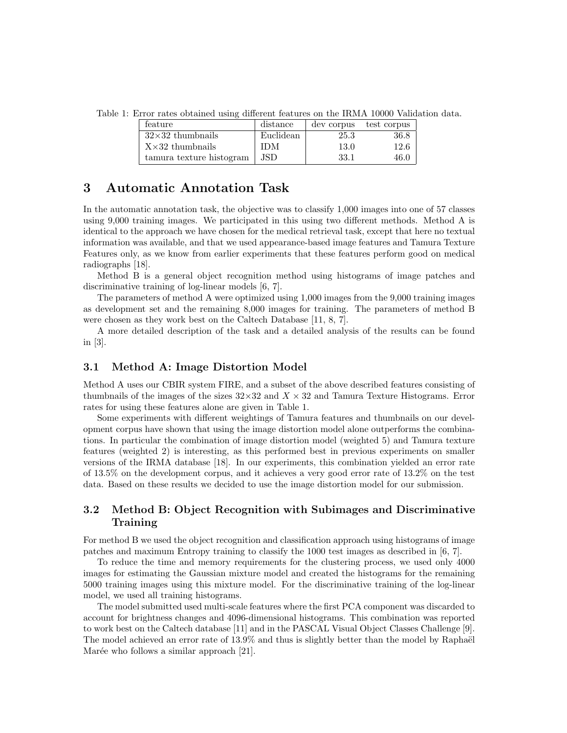Table 1: Error rates obtained using different features on the IRMA 10000 Validation data.

| feature | distance | dev corpus | test corpus |
|---|---|---|---|
| 32×32 thumbnails | Euclidean | 25.3 | 36.8 |
| X×32 thumbnails | IDM | 13.0 | 12.6 |
| tamura texture histogram | JSD | 33.1 | 46.0 |

# 3 Automatic Annotation Task

In the automatic annotation task, the objective was to classify 1,000 images into one of 57 classes using 9,000 training images. We participated in this using two different methods. Method A is identical to the approach we have chosen for the medical retrieval task, except that here no textual information was available, and that we used appearance-based image features and Tamura Texture Features only, as we know from earlier experiments that these features perform good on medical radiographs [18].

Method B is a general object recognition method using histograms of image patches and discriminative training of log-linear models [6, 7].

The parameters of method A were optimized using 1,000 images from the 9,000 training images as development set and the remaining 8,000 images for training. The parameters of method B were chosen as they work best on the Caltech Database [11, 8, 7].

A more detailed description of the task and a detailed analysis of the results can be found in [3].

## 3.1 Method A: Image Distortion Model

Method A uses our CBIR system FIRE, and a subset of the above described features consisting of thumbnails of the images of the sizes 32×32 and $X \times 32$ and Tamura Texture Histograms. Error rates for using these features alone are given in Table 1.

Some experiments with different weightings of Tamura features and thumbnails on our development corpus have shown that using the image distortion model alone outperforms the combinations. In particular the combination of image distortion model (weighted 5) and Tamura texture features (weighted 2) is interesting, as this performed best in previous experiments on smaller versions of the IRMA database [18]. In our experiments, this combination yielded an error rate of 13.5% on the development corpus, and it achieves a very good error rate of 13.2% on the test data. Based on these results we decided to use the image distortion model for our submission.

## 3.2 Method B: Object Recognition with Subimages and Discriminative Training

For method B we used the object recognition and classification approach using histograms of image patches and maximum Entropy training to classify the 1000 test images as described in [6, 7].

To reduce the time and memory requirements for the clustering process, we used only 4000 images for estimating the Gaussian mixture model and created the histograms for the remaining 5000 training images using this mixture model. For the discriminative training of the log-linear model, we used all training histograms.

The model submitted used multi-scale features where the first PCA component was discarded to account for brightness changes and 4096-dimensional histograms. This combination was reported to work best on the Caltech database [11] and in the PASCAL Visual Object Classes Challenge [9]. The model achieved an error rate of 13.9% and thus is slightly better than the model by Raphaël Marée who follows a similar approach [21].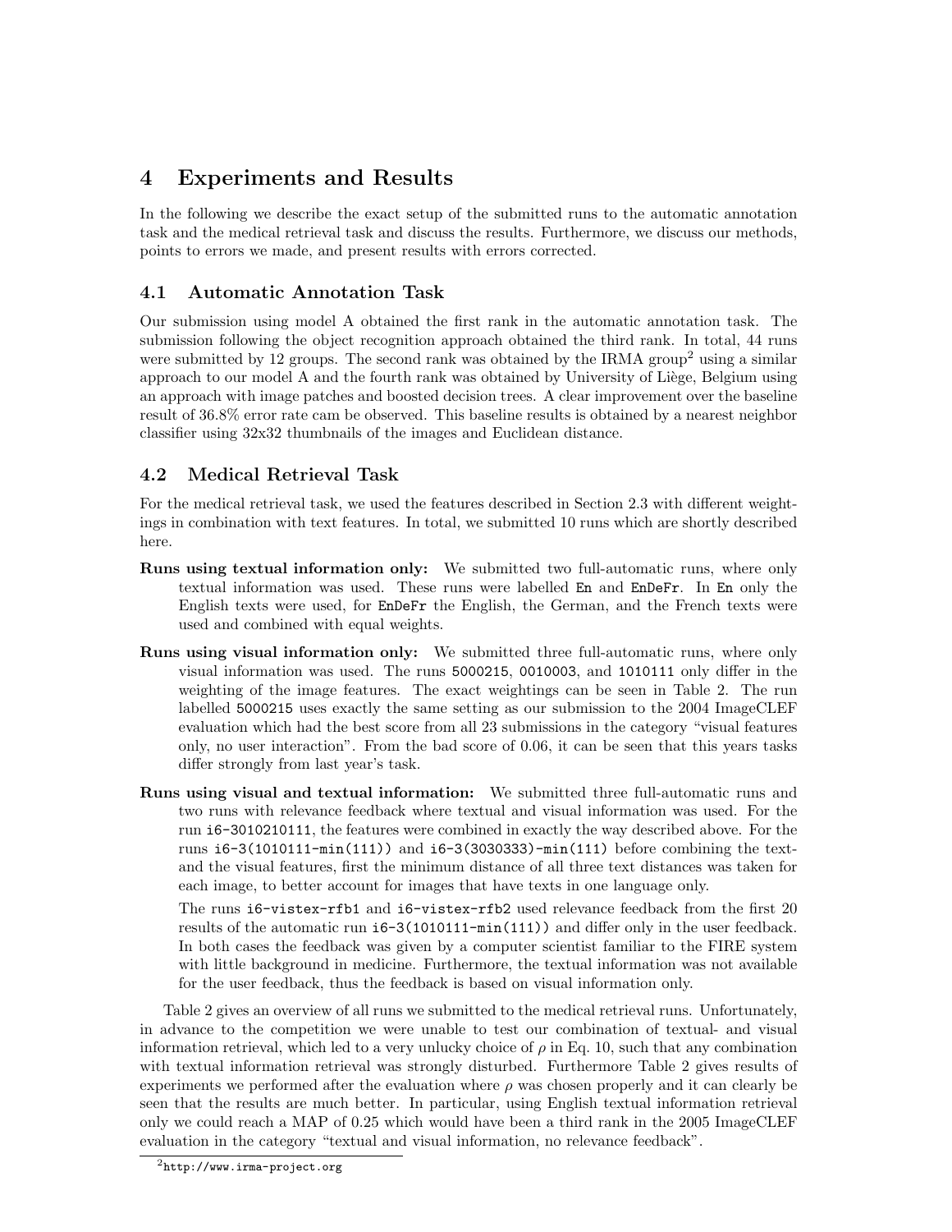# 4 Experiments and Results

In the following we describe the exact setup of the submitted runs to the automatic annotation task and the medical retrieval task and discuss the results. Furthermore, we discuss our methods, points to errors we made, and present results with errors corrected.

## 4.1 Automatic Annotation Task

Our submission using model A obtained the first rank in the automatic annotation task. The submission following the object recognition approach obtained the third rank. In total, 44 runs were submitted by 12 groups. The second rank was obtained by the IRMA group[2] using a similar approach to our model A and the fourth rank was obtained by University of Liège, Belgium using an approach with image patches and boosted decision trees. A clear improvement over the baseline result of 36.8% error rate cam be observed. This baseline results is obtained by a nearest neighbor classifier using 32x32 thumbnails of the images and Euclidean distance.

## 4.2 Medical Retrieval Task

For the medical retrieval task, we used the features described in Section 2.3 with different weightings in combination with text features. In total, we submitted 10 runs which are shortly described here.

**Runs using textual information only:** We submitted two full-automatic runs, where only textual information was used. These runs were labelled `En` and `EnDeFr`. In `En` only the English texts were used, for `EnDeFr` the English, the German, and the French texts were used and combined with equal weights.

**Runs using visual information only:** We submitted three full-automatic runs, where only visual information was used. The runs `5000215`, `0010003`, and `1010111` only differ in the weighting of the image features. The exact weightings can be seen in Table 2. The run labelled `5000215` uses exactly the same setting as our submission to the 2004 ImageCLEF evaluation which had the best score from all 23 submissions in the category "visual features only, no user interaction". From the bad score of 0.06, it can be seen that this years tasks differ strongly from last year's task.

**Runs using visual and textual information:** We submitted three full-automatic runs and two runs with relevance feedback where textual and visual information was used. For the run `i6-3010210111`, the features were combined in exactly the way described above. For the runs `i6-3(1010111-min(111))` and `i6-3(3030333)-min(111)` before combining the text- and the visual features, first the minimum distance of all three text distances was taken for each image, to better account for images that have texts in one language only.

The runs `i6-vistex-rfb1` and `i6-vistex-rfb2` used relevance feedback from the first 20 results of the automatic run `i6-3(1010111-min(111))` and differ only in the user feedback. In both cases the feedback was given by a computer scientist familiar to the FIRE system with little background in medicine. Furthermore, the textual information was not available for the user feedback, thus the feedback is based on visual information only.

Table 2 gives an overview of all runs we submitted to the medical retrieval runs. Unfortunately, in advance to the competition we were unable to test our combination of textual- and visual information retrieval, which led to a very unlucky choice of $\rho$ in Eq. 10, such that any combination with textual information retrieval was strongly disturbed. Furthermore Table 2 gives results of experiments we performed after the evaluation where $\rho$ was chosen properly and it can clearly be seen that the results are much better. In particular, using English textual information retrieval only we could reach a MAP of 0.25 which would have been a third rank in the 2005 ImageCLEF evaluation in the category "textual and visual information, no relevance feedback".

[2] `http://www.irma-project.org`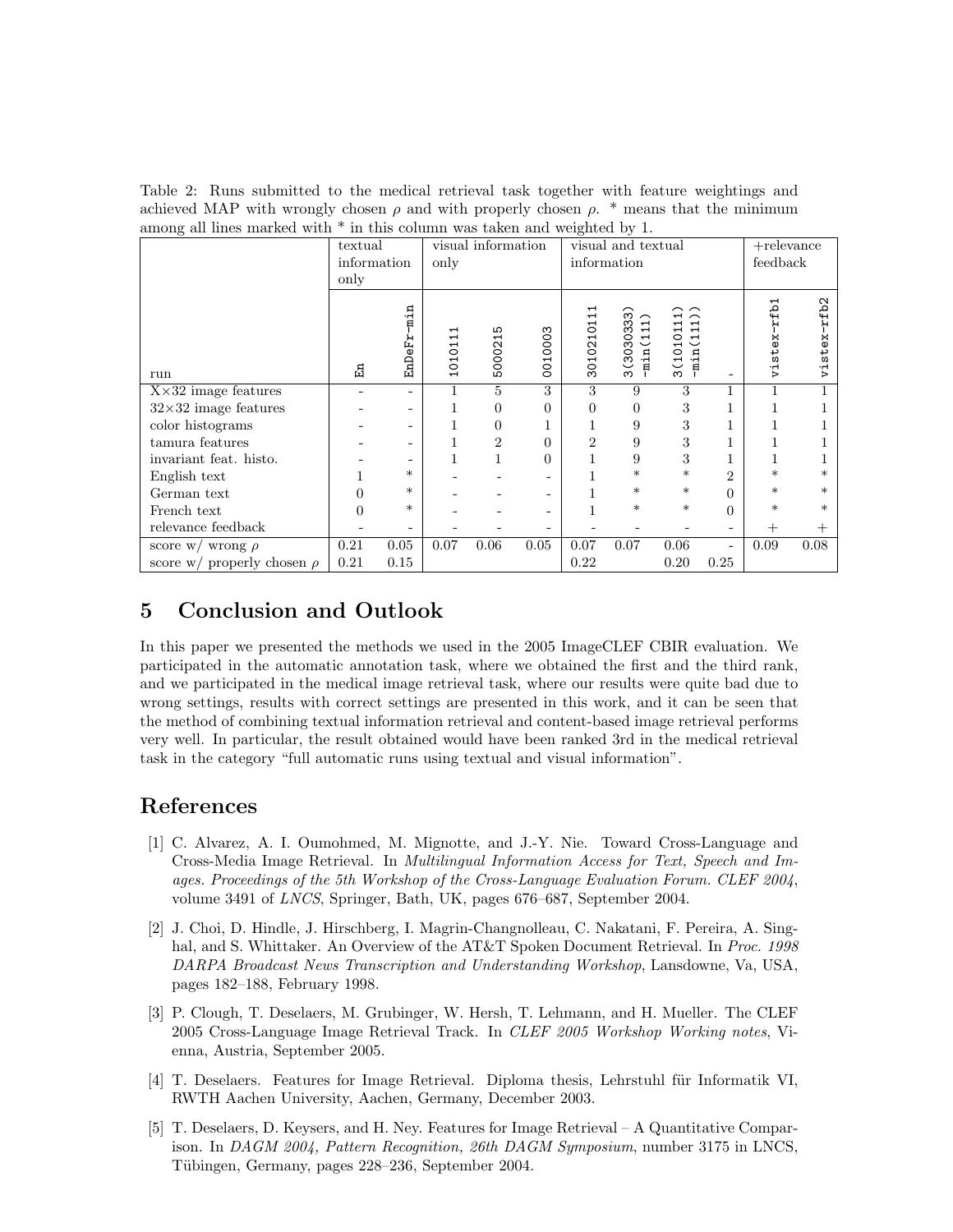Table 2: Runs submitted to the medical retrieval task together with feature weightings and achieved MAP with wrongly chosen $\rho$ and with properly chosen $\rho$. * means that the minimum among all lines marked with * in this column was taken and weighted by 1.

| | textual information only | | visual information only | | | visual and textual information | | | | +relevance feedback | |
|---|---|---|---|---|---|---|---|---|---|---|---|
| run | En | EnDeFr-min | 1010111 | 5000215 | 0010003 | 3010210111 | 3(3030333)-min(111) | 3(1010111)-min(111)) | - | vistex-rfb1 | vistex-rfb2 |
| X×32 image features | - | - | 1 | 5 | 3 | 3 | 9 | 3 | 1 | 1 | 1 |
| 32×32 image features | - | - | 1 | 0 | 0 | 0 | 0 | 3 | 1 | 1 | 1 |
| color histograms | - | - | 1 | 0 | 1 | 1 | 9 | 3 | 1 | 1 | 1 |
| tamura features | - | - | 1 | 2 | 0 | 2 | 9 | 3 | 1 | 1 | 1 |
| invariant feat. histo. | - | - | 1 | 1 | 0 | 1 | 9 | 3 | 1 | 1 | 1 |
| English text | 1 | * | - | - | - | 1 | * | * | 2 | * | * |
| German text | 0 | * | - | - | - | 1 | * | * | 0 | * | * |
| French text | 0 | * | - | - | - | 1 | * | * | 0 | * | * |
| relevance feedback | - | - | - | - | - | - | - | - | - | + | + |
| score w/ wrong $\rho$ | 0.21 | 0.05 | 0.07 | 0.06 | 0.05 | 0.07 | 0.07 | 0.06 | - | 0.09 | 0.08 |
| score w/ properly chosen $\rho$ | 0.21 | 0.15 | | | | 0.22 | | 0.20 | 0.25 | | |

## 5 Conclusion and Outlook

In this paper we presented the methods we used in the 2005 ImageCLEF CBIR evaluation. We participated in the automatic annotation task, where we obtained the first and the third rank, and we participated in the medical image retrieval task, where our results were quite bad due to wrong settings, results with correct settings are presented in this work, and it can be seen that the method of combining textual information retrieval and content-based image retrieval performs very well. In particular, the result obtained would have been ranked 3rd in the medical retrieval task in the category "full automatic runs using textual and visual information".

## References

[1] C. Alvarez, A. I. Oumohmed, M. Mignotte, and J.-Y. Nie. Toward Cross-Language and Cross-Media Image Retrieval. In *Multilingual Information Access for Text, Speech and Images. Proceedings of the 5th Workshop of the Cross-Language Evaluation Forum. CLEF 2004*, volume 3491 of *LNCS*, Springer, Bath, UK, pages 676–687, September 2004.

[2] J. Choi, D. Hindle, J. Hirschberg, I. Magrin-Changnolleau, C. Nakatani, F. Pereira, A. Singhal, and S. Whittaker. An Overview of the AT&T Spoken Document Retrieval. In *Proc. 1998 DARPA Broadcast News Transcription and Understanding Workshop*, Lansdowne, Va, USA, pages 182–188, February 1998.

[3] P. Clough, T. Deselaers, M. Grubinger, W. Hersh, T. Lehmann, and H. Mueller. The CLEF 2005 Cross-Language Image Retrieval Track. In *CLEF 2005 Workshop Working notes*, Vienna, Austria, September 2005.

[4] T. Deselaers. Features for Image Retrieval. Diploma thesis, Lehrstuhl für Informatik VI, RWTH Aachen University, Aachen, Germany, December 2003.

[5] T. Deselaers, D. Keysers, and H. Ney. Features for Image Retrieval – A Quantitative Comparison. In *DAGM 2004, Pattern Recognition, 26th DAGM Symposium*, number 3175 in LNCS, Tübingen, Germany, pages 228–236, September 2004.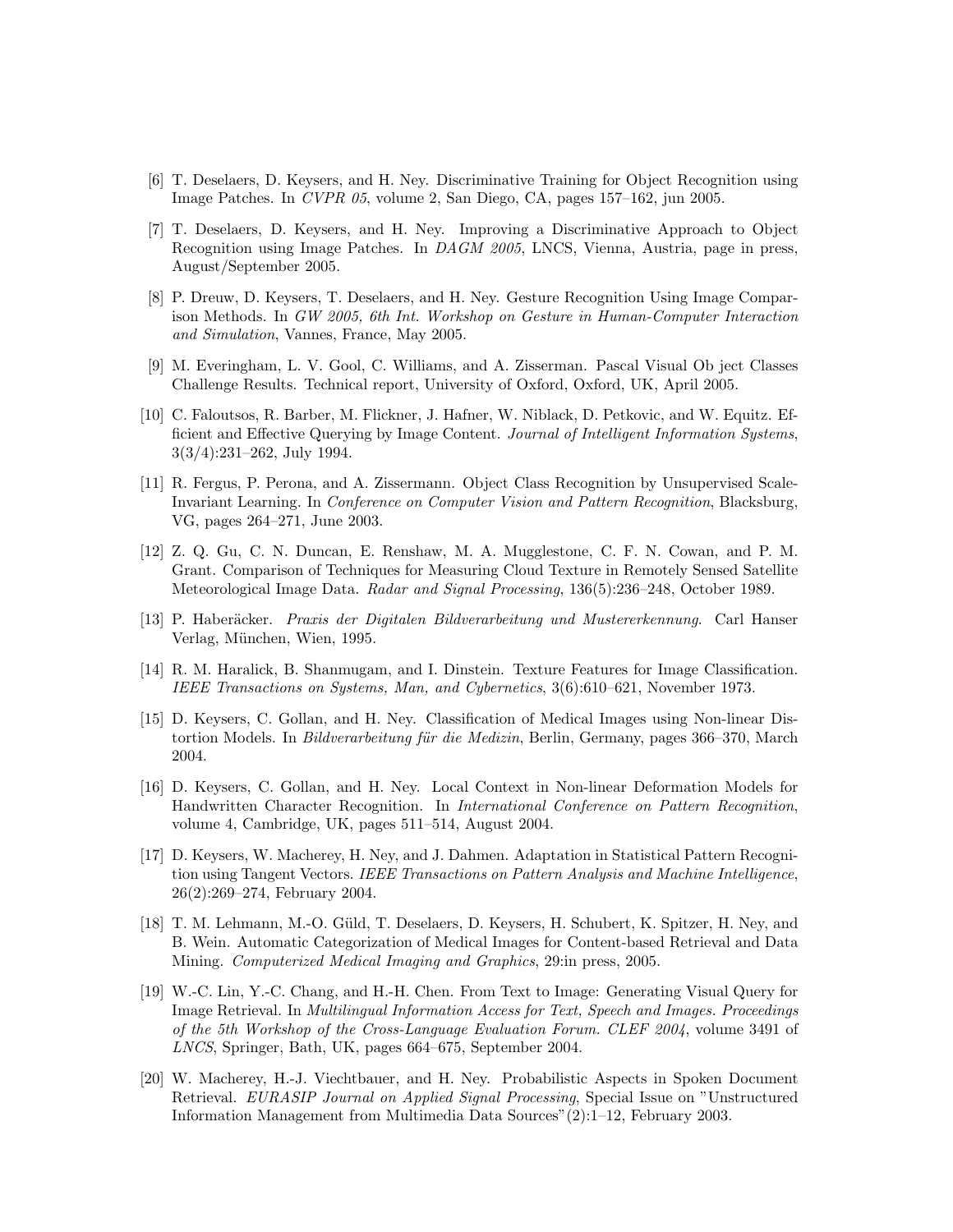[6] T. Deselaers, D. Keysers, and H. Ney. Discriminative Training for Object Recognition using Image Patches. In *CVPR 05*, volume 2, San Diego, CA, pages 157–162, jun 2005.

[7] T. Deselaers, D. Keysers, and H. Ney. Improving a Discriminative Approach to Object Recognition using Image Patches. In *DAGM 2005*, LNCS, Vienna, Austria, page in press, August/September 2005.

[8] P. Dreuw, D. Keysers, T. Deselaers, and H. Ney. Gesture Recognition Using Image Comparison Methods. In *GW 2005, 6th Int. Workshop on Gesture in Human-Computer Interaction and Simulation*, Vannes, France, May 2005.

[9] M. Everingham, L. V. Gool, C. Williams, and A. Zisserman. Pascal Visual Ob ject Classes Challenge Results. Technical report, University of Oxford, Oxford, UK, April 2005.

[10] C. Faloutsos, R. Barber, M. Flickner, J. Hafner, W. Niblack, D. Petkovic, and W. Equitz. Efficient and Effective Querying by Image Content. *Journal of Intelligent Information Systems*, 3(3/4):231–262, July 1994.

[11] R. Fergus, P. Perona, and A. Zissermann. Object Class Recognition by Unsupervised Scale-Invariant Learning. In *Conference on Computer Vision and Pattern Recognition*, Blacksburg, VG, pages 264–271, June 2003.

[12] Z. Q. Gu, C. N. Duncan, E. Renshaw, M. A. Mugglestone, C. F. N. Cowan, and P. M. Grant. Comparison of Techniques for Measuring Cloud Texture in Remotely Sensed Satellite Meteorological Image Data. *Radar and Signal Processing*, 136(5):236–248, October 1989.

[13] P. Haberäcker. *Praxis der Digitalen Bildverarbeitung und Mustererkennung*. Carl Hanser Verlag, München, Wien, 1995.

[14] R. M. Haralick, B. Shanmugam, and I. Dinstein. Texture Features for Image Classification. *IEEE Transactions on Systems, Man, and Cybernetics*, 3(6):610–621, November 1973.

[15] D. Keysers, C. Gollan, and H. Ney. Classification of Medical Images using Non-linear Distortion Models. In *Bildverarbeitung für die Medizin*, Berlin, Germany, pages 366–370, March 2004.

[16] D. Keysers, C. Gollan, and H. Ney. Local Context in Non-linear Deformation Models for Handwritten Character Recognition. In *International Conference on Pattern Recognition*, volume 4, Cambridge, UK, pages 511–514, August 2004.

[17] D. Keysers, W. Macherey, H. Ney, and J. Dahmen. Adaptation in Statistical Pattern Recognition using Tangent Vectors. *IEEE Transactions on Pattern Analysis and Machine Intelligence*, 26(2):269–274, February 2004.

[18] T. M. Lehmann, M.-O. Güld, T. Deselaers, D. Keysers, H. Schubert, K. Spitzer, H. Ney, and B. Wein. Automatic Categorization of Medical Images for Content-based Retrieval and Data Mining. *Computerized Medical Imaging and Graphics*, 29:in press, 2005.

[19] W.-C. Lin, Y.-C. Chang, and H.-H. Chen. From Text to Image: Generating Visual Query for Image Retrieval. In *Multilingual Information Access for Text, Speech and Images. Proceedings of the 5th Workshop of the Cross-Language Evaluation Forum. CLEF 2004*, volume 3491 of *LNCS*, Springer, Bath, UK, pages 664–675, September 2004.

[20] W. Macherey, H.-J. Viechtbauer, and H. Ney. Probabilistic Aspects in Spoken Document Retrieval. *EURASIP Journal on Applied Signal Processing*, Special Issue on "Unstructured Information Management from Multimedia Data Sources"(2):1–12, February 2003.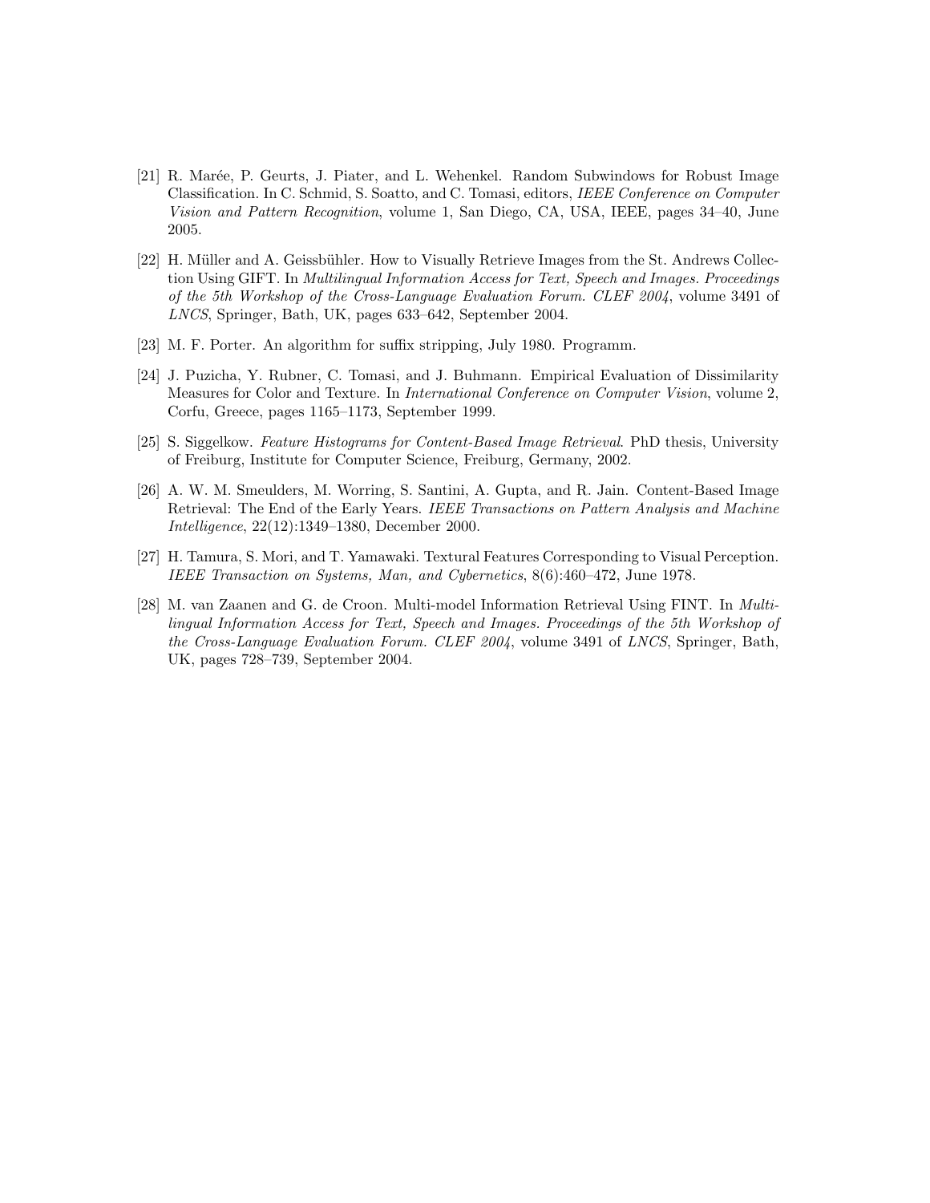[21] R. Marée, P. Geurts, J. Piater, and L. Wehenkel. Random Subwindows for Robust Image Classification. In C. Schmid, S. Soatto, and C. Tomasi, editors, *IEEE Conference on Computer Vision and Pattern Recognition*, volume 1, San Diego, CA, USA, IEEE, pages 34–40, June 2005.

[22] H. Müller and A. Geissbühler. How to Visually Retrieve Images from the St. Andrews Collection Using GIFT. In *Multilingual Information Access for Text, Speech and Images. Proceedings of the 5th Workshop of the Cross-Language Evaluation Forum. CLEF 2004*, volume 3491 of *LNCS*, Springer, Bath, UK, pages 633–642, September 2004.

[23] M. F. Porter. An algorithm for suffix stripping, July 1980. Programm.

[24] J. Puzicha, Y. Rubner, C. Tomasi, and J. Buhmann. Empirical Evaluation of Dissimilarity Measures for Color and Texture. In *International Conference on Computer Vision*, volume 2, Corfu, Greece, pages 1165–1173, September 1999.

[25] S. Siggelkow. *Feature Histograms for Content-Based Image Retrieval*. PhD thesis, University of Freiburg, Institute for Computer Science, Freiburg, Germany, 2002.

[26] A. W. M. Smeulders, M. Worring, S. Santini, A. Gupta, and R. Jain. Content-Based Image Retrieval: The End of the Early Years. *IEEE Transactions on Pattern Analysis and Machine Intelligence*, 22(12):1349–1380, December 2000.

[27] H. Tamura, S. Mori, and T. Yamawaki. Textural Features Corresponding to Visual Perception. *IEEE Transaction on Systems, Man, and Cybernetics*, 8(6):460–472, June 1978.

[28] M. van Zaanen and G. de Croon. Multi-model Information Retrieval Using FINT. In *Multilingual Information Access for Text, Speech and Images. Proceedings of the 5th Workshop of the Cross-Language Evaluation Forum. CLEF 2004*, volume 3491 of *LNCS*, Springer, Bath, UK, pages 728–739, September 2004.